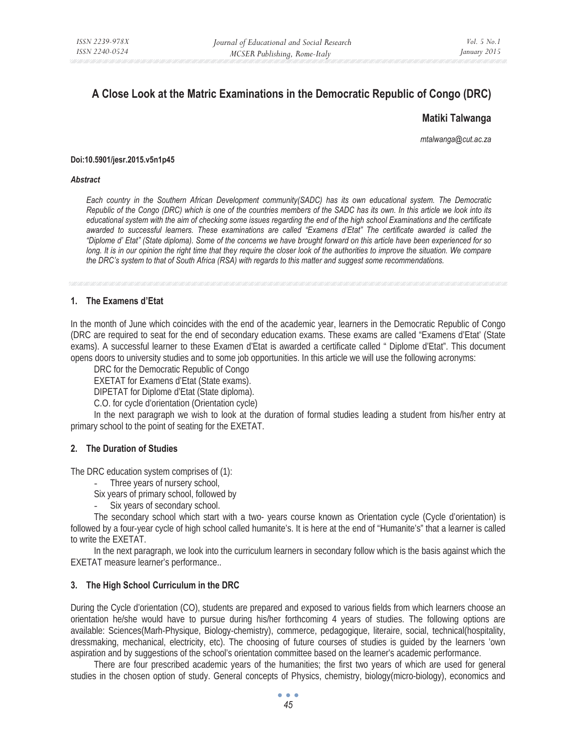# A Close Look at the Matric Examinations in the Democratic Republic of Congo (DRC)

**Matiki Talwanga**

*mtalwanga@cut.ac.za*

**Doi:10.5901/jesr.2015.v5n1p45**

***Abstract***

*Each country in the Southern African Development community(SADC) has its own educational system. The Democratic Republic of the Congo (DRC) which is one of the countries members of the SADC has its own. In this article we look into its educational system with the aim of checking some issues regarding the end of the high school Examinations and the certificate awarded to successful learners. These examinations are called "Examens d'Etat" The certificate awarded is called the "Diplome d' Etat" (State diploma). Some of the concerns we have brought forward on this article have been experienced for so long. It is in our opinion the right time that they require the closer look of the authorities to improve the situation. We compare the DRC's system to that of South Africa (RSA) with regards to this matter and suggest some recommendations.*

## 1. The Examens d'Etat

In the month of June which coincides with the end of the academic year, learners in the Democratic Republic of Congo (DRC are required to seat for the end of secondary education exams. These exams are called "Examens d'Etat' (State exams). A successful learner to these Examen d'Etat is awarded a certificate called " Diplome d'Etat". This document opens doors to university studies and to some job opportunities. In this article we will use the following acronyms:

DRC for the Democratic Republic of Congo

EXETAT for Examens d'Etat (State exams).

DIPETAT for Diplome d'Etat (State diploma).

C.O. for cycle d'orientation (Orientation cycle)

In the next paragraph we wish to look at the duration of formal studies leading a student from his/her entry at primary school to the point of seating for the EXETAT.

## 2. The Duration of Studies

The DRC education system comprises of (1):

- Three years of nursery school,

Six years of primary school, followed by

- Six years of secondary school.

The secondary school which start with a two- years course known as Orientation cycle (Cycle d'orientation) is followed by a four-year cycle of high school called humanite's. It is here at the end of "Humanite's" that a learner is called to write the EXETAT.

In the next paragraph, we look into the curriculum learners in secondary follow which is the basis against which the EXETAT measure learner's performance..

## 3. The High School Curriculum in the DRC

During the Cycle d'orientation (CO), students are prepared and exposed to various fields from which learners choose an orientation he/she would have to pursue during his/her forthcoming 4 years of studies. The following options are available: Sciences(Marh-Physique, Biology-chemistry), commerce, pedagogique, literaire, social, technical(hospitality, dressmaking, mechanical, electricity, etc). The choosing of future courses of studies is guided by the learners 'own aspiration and by suggestions of the school's orientation committee based on the learner's academic performance.

There are four prescribed academic years of the humanities; the first two years of which are used for general studies in the chosen option of study. General concepts of Physics, chemistry, biology(micro-biology), economics and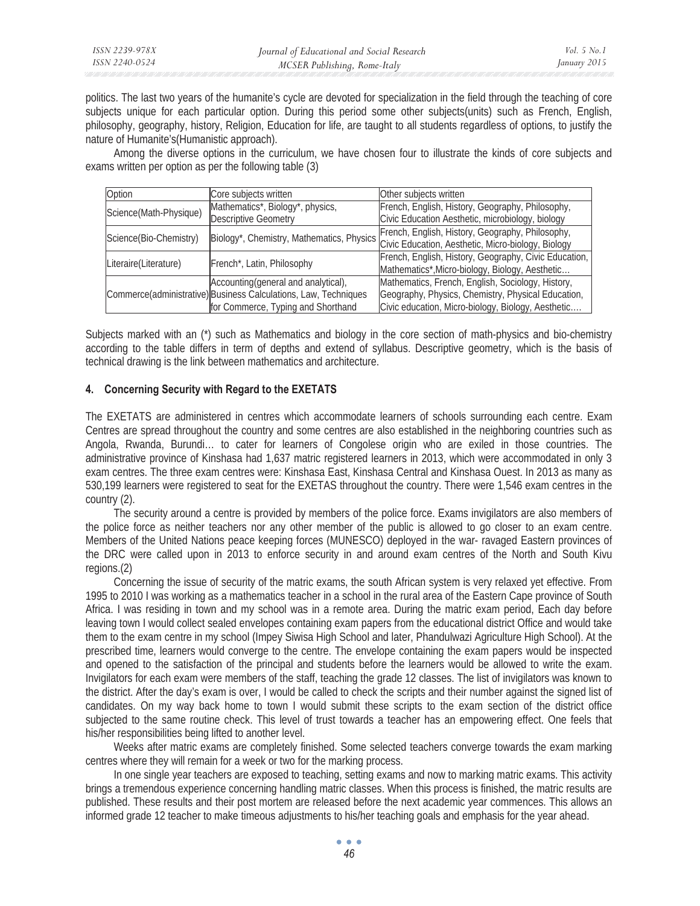politics. The last two years of the humanite's cycle are devoted for specialization in the field through the teaching of core subjects unique for each particular option. During this period some other subjects(units) such as French, English, philosophy, geography, history, Religion, Education for life, are taught to all students regardless of options, to justify the nature of Humanite's(Humanistic approach).

Among the diverse options in the curriculum, we have chosen four to illustrate the kinds of core subjects and exams written per option as per the following table (3)

| Option | Core subjects written | Other subjects written |
|---|---|---|
| Science(Math-Physique) | Mathematics*, Biology*, physics, Descriptive Geometry | French, English, History, Geography, Philosophy, Civic Education Aesthetic, microbiology, biology |
| Science(Bio-Chemistry) | Biology*, Chemistry, Mathematics, Physics | French, English, History, Geography, Philosophy, Civic Education, Aesthetic, Micro-biology, Biology |
| Literaire(Literature) | French*, Latin, Philosophy | French, English, History, Geography, Civic Education, Mathematics*,Micro-biology, Biology, Aesthetic… |
| Commerce(administrative) | Accounting(general and analytical), Business Calculations, Law, Techniques for Commerce, Typing and Shorthand | Mathematics, French, English, Sociology, History, Geography, Physics, Chemistry, Physical Education, Civic education, Micro-biology, Biology, Aesthetic…. |

Subjects marked with an (*) such as Mathematics and biology in the core section of math-physics and bio-chemistry according to the table differs in term of depths and extend of syllabus. Descriptive geometry, which is the basis of technical drawing is the link between mathematics and architecture.

## 4. Concerning Security with Regard to the EXETATS

The EXETATS are administered in centres which accommodate learners of schools surrounding each centre. Exam Centres are spread throughout the country and some centres are also established in the neighboring countries such as Angola, Rwanda, Burundi… to cater for learners of Congolese origin who are exiled in those countries. The administrative province of Kinshasa had 1,637 matric registered learners in 2013, which were accommodated in only 3 exam centres. The three exam centres were: Kinshasa East, Kinshasa Central and Kinshasa Ouest. In 2013 as many as 530,199 learners were registered to seat for the EXETAS throughout the country. There were 1,546 exam centres in the country (2).

The security around a centre is provided by members of the police force. Exams invigilators are also members of the police force as neither teachers nor any other member of the public is allowed to go closer to an exam centre. Members of the United Nations peace keeping forces (MUNESCO) deployed in the war- ravaged Eastern provinces of the DRC were called upon in 2013 to enforce security in and around exam centres of the North and South Kivu regions.(2)

Concerning the issue of security of the matric exams, the south African system is very relaxed yet effective. From 1995 to 2010 I was working as a mathematics teacher in a school in the rural area of the Eastern Cape province of South Africa. I was residing in town and my school was in a remote area. During the matric exam period, Each day before leaving town I would collect sealed envelopes containing exam papers from the educational district Office and would take them to the exam centre in my school (Impey Siwisa High School and later, Phandulwazi Agriculture High School). At the prescribed time, learners would converge to the centre. The envelope containing the exam papers would be inspected and opened to the satisfaction of the principal and students before the learners would be allowed to write the exam. Invigilators for each exam were members of the staff, teaching the grade 12 classes. The list of invigilators was known to the district. After the day's exam is over, I would be called to check the scripts and their number against the signed list of candidates. On my way back home to town I would submit these scripts to the exam section of the district office subjected to the same routine check. This level of trust towards a teacher has an empowering effect. One feels that his/her responsibilities being lifted to another level.

Weeks after matric exams are completely finished. Some selected teachers converge towards the exam marking centres where they will remain for a week or two for the marking process.

In one single year teachers are exposed to teaching, setting exams and now to marking matric exams. This activity brings a tremendous experience concerning handling matric classes. When this process is finished, the matric results are published. These results and their post mortem are released before the next academic year commences. This allows an informed grade 12 teacher to make timeous adjustments to his/her teaching goals and emphasis for the year ahead.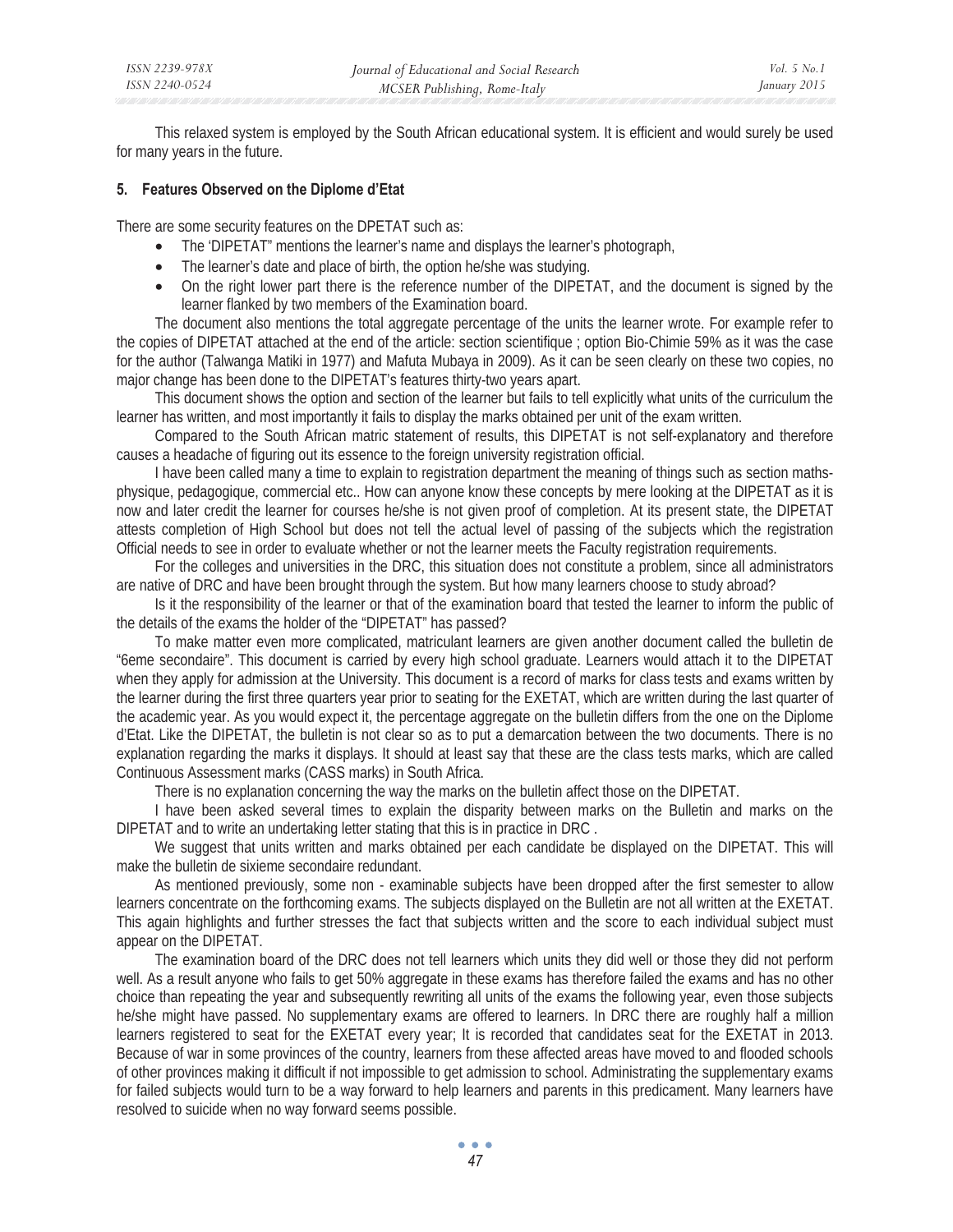This relaxed system is employed by the South African educational system. It is efficient and would surely be used for many years in the future.

### 5. Features Observed on the Diplome d'Etat

There are some security features on the DPETAT such as:

- The 'DIPETAT" mentions the learner's name and displays the learner's photograph,
- The learner's date and place of birth, the option he/she was studying.
- On the right lower part there is the reference number of the DIPETAT, and the document is signed by the learner flanked by two members of the Examination board.

The document also mentions the total aggregate percentage of the units the learner wrote. For example refer to the copies of DIPETAT attached at the end of the article: section scientifique ; option Bio-Chimie 59% as it was the case for the author (Talwanga Matiki in 1977) and Mafuta Mubaya in 2009). As it can be seen clearly on these two copies, no major change has been done to the DIPETAT's features thirty-two years apart.

This document shows the option and section of the learner but fails to tell explicitly what units of the curriculum the learner has written, and most importantly it fails to display the marks obtained per unit of the exam written.

Compared to the South African matric statement of results, this DIPETAT is not self-explanatory and therefore causes a headache of figuring out its essence to the foreign university registration official.

I have been called many a time to explain to registration department the meaning of things such as section maths-physique, pedagogique, commercial etc.. How can anyone know these concepts by mere looking at the DIPETAT as it is now and later credit the learner for courses he/she is not given proof of completion. At its present state, the DIPETAT attests completion of High School but does not tell the actual level of passing of the subjects which the registration Official needs to see in order to evaluate whether or not the learner meets the Faculty registration requirements.

For the colleges and universities in the DRC, this situation does not constitute a problem, since all administrators are native of DRC and have been brought through the system. But how many learners choose to study abroad?

Is it the responsibility of the learner or that of the examination board that tested the learner to inform the public of the details of the exams the holder of the "DIPETAT" has passed?

To make matter even more complicated, matriculant learners are given another document called the bulletin de "6eme secondaire". This document is carried by every high school graduate. Learners would attach it to the DIPETAT when they apply for admission at the University. This document is a record of marks for class tests and exams written by the learner during the first three quarters year prior to seating for the EXETAT, which are written during the last quarter of the academic year. As you would expect it, the percentage aggregate on the bulletin differs from the one on the Diplome d'Etat. Like the DIPETAT, the bulletin is not clear so as to put a demarcation between the two documents. There is no explanation regarding the marks it displays. It should at least say that these are the class tests marks, which are called Continuous Assessment marks (CASS marks) in South Africa.

There is no explanation concerning the way the marks on the bulletin affect those on the DIPETAT.

I have been asked several times to explain the disparity between marks on the Bulletin and marks on the DIPETAT and to write an undertaking letter stating that this is in practice in DRC .

We suggest that units written and marks obtained per each candidate be displayed on the DIPETAT. This will make the bulletin de sixieme secondaire redundant.

As mentioned previously, some non - examinable subjects have been dropped after the first semester to allow learners concentrate on the forthcoming exams. The subjects displayed on the Bulletin are not all written at the EXETAT. This again highlights and further stresses the fact that subjects written and the score to each individual subject must appear on the DIPETAT.

The examination board of the DRC does not tell learners which units they did well or those they did not perform well. As a result anyone who fails to get 50% aggregate in these exams has therefore failed the exams and has no other choice than repeating the year and subsequently rewriting all units of the exams the following year, even those subjects he/she might have passed. No supplementary exams are offered to learners. In DRC there are roughly half a million learners registered to seat for the EXETAT every year; It is recorded that candidates seat for the EXETAT in 2013. Because of war in some provinces of the country, learners from these affected areas have moved to and flooded schools of other provinces making it difficult if not impossible to get admission to school. Administrating the supplementary exams for failed subjects would turn to be a way forward to help learners and parents in this predicament. Many learners have resolved to suicide when no way forward seems possible.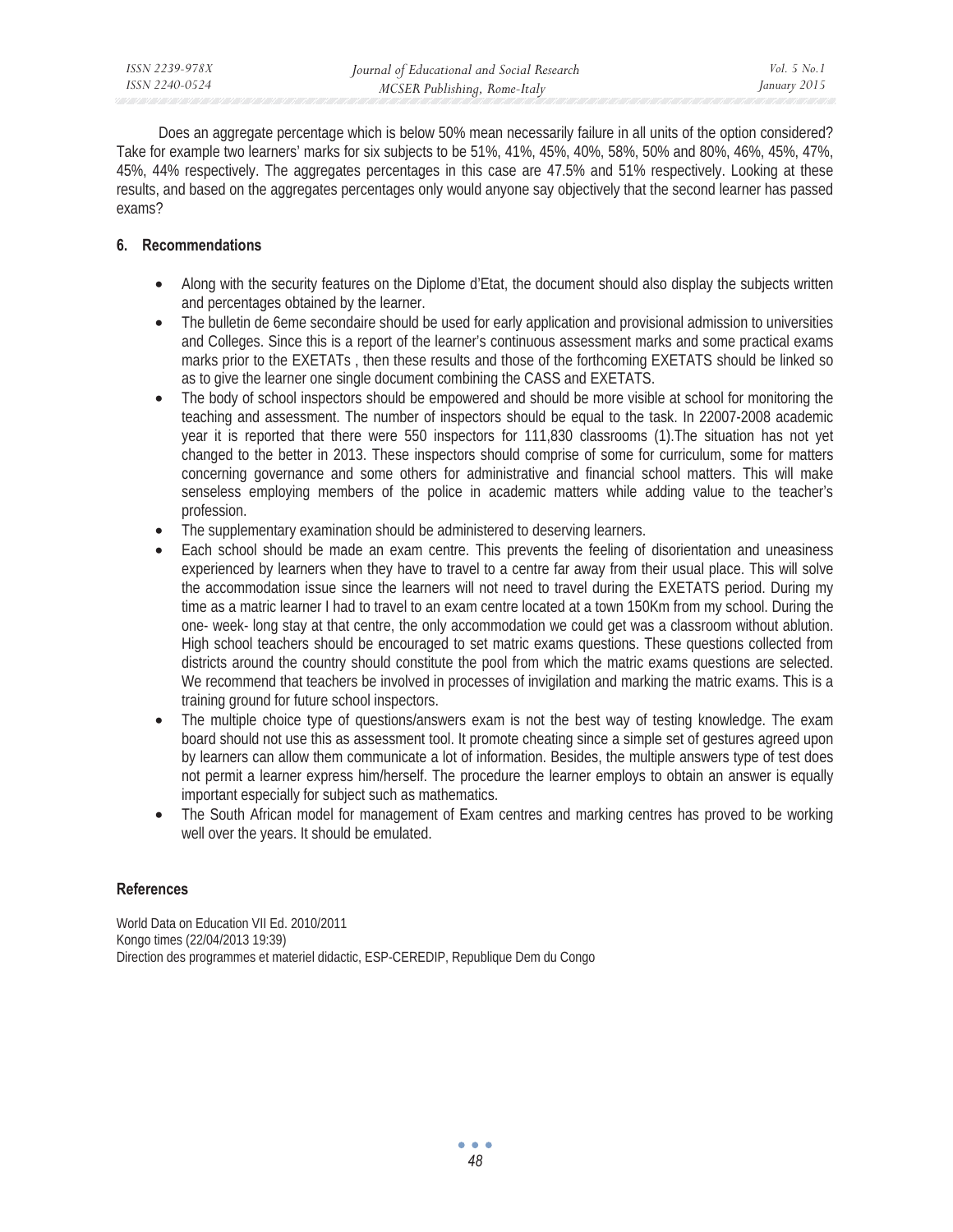Does an aggregate percentage which is below 50% mean necessarily failure in all units of the option considered? Take for example two learners' marks for six subjects to be 51%, 41%, 45%, 40%, 58%, 50% and 80%, 46%, 45%, 47%, 45%, 44% respectively. The aggregates percentages in this case are 47.5% and 51% respectively. Looking at these results, and based on the aggregates percentages only would anyone say objectively that the second learner has passed exams?

## 6. Recommendations

- Along with the security features on the Diplome d'Etat, the document should also display the subjects written and percentages obtained by the learner.
- The bulletin de 6eme secondaire should be used for early application and provisional admission to universities and Colleges. Since this is a report of the learner's continuous assessment marks and some practical exams marks prior to the EXETATs , then these results and those of the forthcoming EXETATS should be linked so as to give the learner one single document combining the CASS and EXETATS.
- The body of school inspectors should be empowered and should be more visible at school for monitoring the teaching and assessment. The number of inspectors should be equal to the task. In 22007-2008 academic year it is reported that there were 550 inspectors for 111,830 classrooms (1).The situation has not yet changed to the better in 2013. These inspectors should comprise of some for curriculum, some for matters concerning governance and some others for administrative and financial school matters. This will make senseless employing members of the police in academic matters while adding value to the teacher's profession.
- The supplementary examination should be administered to deserving learners.
- Each school should be made an exam centre. This prevents the feeling of disorientation and uneasiness experienced by learners when they have to travel to a centre far away from their usual place. This will solve the accommodation issue since the learners will not need to travel during the EXETATS period. During my time as a matric learner I had to travel to an exam centre located at a town 150Km from my school. During the one- week- long stay at that centre, the only accommodation we could get was a classroom without ablution. High school teachers should be encouraged to set matric exams questions. These questions collected from districts around the country should constitute the pool from which the matric exams questions are selected. We recommend that teachers be involved in processes of invigilation and marking the matric exams. This is a training ground for future school inspectors.
- The multiple choice type of questions/answers exam is not the best way of testing knowledge. The exam board should not use this as assessment tool. It promote cheating since a simple set of gestures agreed upon by learners can allow them communicate a lot of information. Besides, the multiple answers type of test does not permit a learner express him/herself. The procedure the learner employs to obtain an answer is equally important especially for subject such as mathematics.
- The South African model for management of Exam centres and marking centres has proved to be working well over the years. It should be emulated.

## References

World Data on Education VII Ed. 2010/2011
Kongo times (22/04/2013 19:39)
Direction des programmes et materiel didactic, ESP-CEREDIP, Republique Dem du Congo